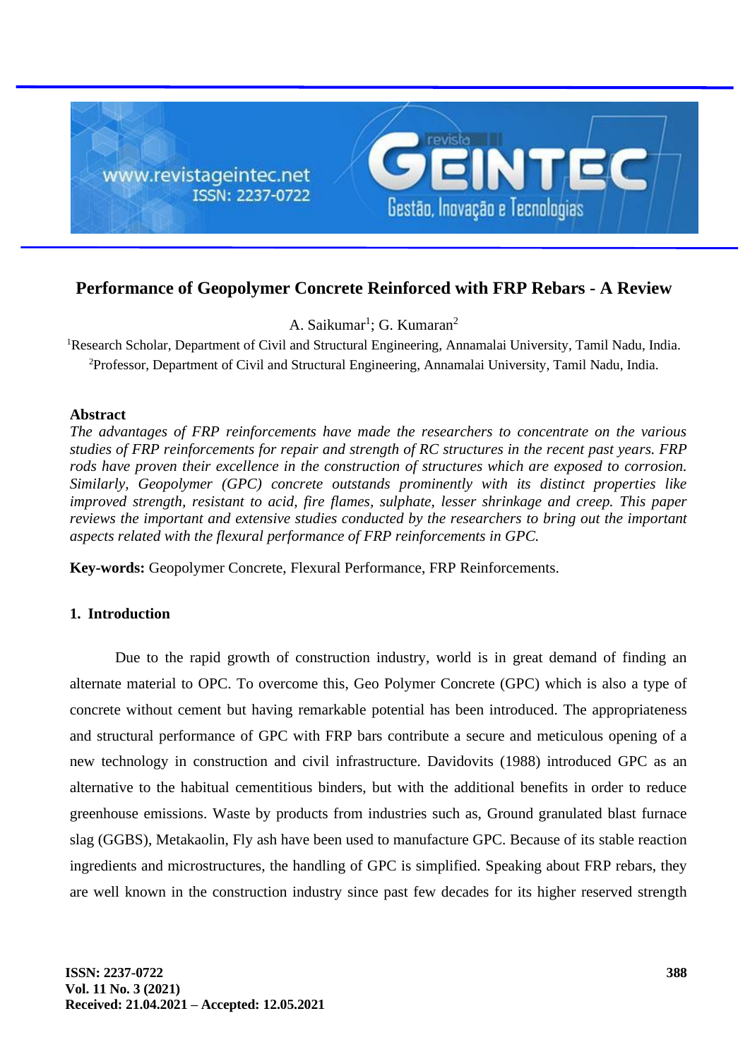# Performance of Geopolymer Concrete Reinforced with FRP Rebars - A Review

A. Saikumar[1]; G. Kumaran[2]

[1]Research Scholar, Department of Civil and Structural Engineering, Annamalai University, Tamil Nadu, India.
[2]Professor, Department of Civil and Structural Engineering, Annamalai University, Tamil Nadu, India.

### Abstract

*The advantages of FRP reinforcements have made the researchers to concentrate on the various studies of FRP reinforcements for repair and strength of RC structures in the recent past years. FRP rods have proven their excellence in the construction of structures which are exposed to corrosion. Similarly, Geopolymer (GPC) concrete outstands prominently with its distinct properties like improved strength, resistant to acid, fire flames, sulphate, lesser shrinkage and creep. This paper reviews the important and extensive studies conducted by the researchers to bring out the important aspects related with the flexural performance of FRP reinforcements in GPC.*

**Key-words:** Geopolymer Concrete, Flexural Performance, FRP Reinforcements.

## 1. Introduction

Due to the rapid growth of construction industry, world is in great demand of finding an alternate material to OPC. To overcome this, Geo Polymer Concrete (GPC) which is also a type of concrete without cement but having remarkable potential has been introduced. The appropriateness and structural performance of GPC with FRP bars contribute a secure and meticulous opening of a new technology in construction and civil infrastructure. Davidovits (1988) introduced GPC as an alternative to the habitual cementitious binders, but with the additional benefits in order to reduce greenhouse emissions. Waste by products from industries such as, Ground granulated blast furnace slag (GGBS), Metakaolin, Fly ash have been used to manufacture GPC. Because of its stable reaction ingredients and microstructures, the handling of GPC is simplified. Speaking about FRP rebars, they are well known in the construction industry since past few decades for its higher reserved strength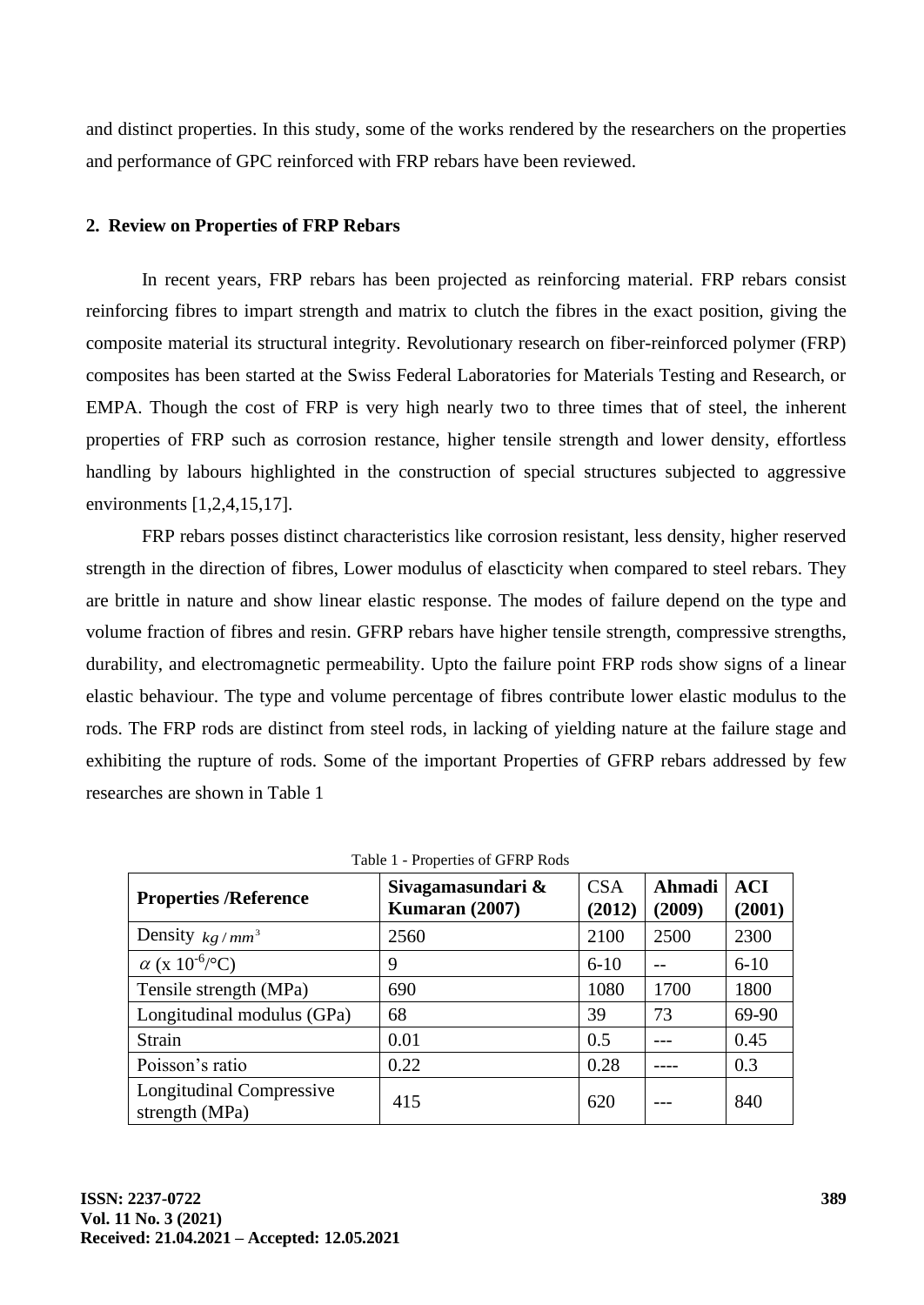and distinct properties. In this study, some of the works rendered by the researchers on the properties and performance of GPC reinforced with FRP rebars have been reviewed.

## 2. Review on Properties of FRP Rebars

In recent years, FRP rebars has been projected as reinforcing material. FRP rebars consist reinforcing fibres to impart strength and matrix to clutch the fibres in the exact position, giving the composite material its structural integrity. Revolutionary research on fiber-reinforced polymer (FRP) composites has been started at the Swiss Federal Laboratories for Materials Testing and Research, or EMPA. Though the cost of FRP is very high nearly two to three times that of steel, the inherent properties of FRP such as corrosion restance, higher tensile strength and lower density, effortless handling by labours highlighted in the construction of special structures subjected to aggressive environments [1,2,4,15,17].

FRP rebars posses distinct characteristics like corrosion resistant, less density, higher reserved strength in the direction of fibres, Lower modulus of elascticity when compared to steel rebars. They are brittle in nature and show linear elastic response. The modes of failure depend on the type and volume fraction of fibres and resin. GFRP rebars have higher tensile strength, compressive strengths, durability, and electromagnetic permeability. Upto the failure point FRP rods show signs of a linear elastic behaviour. The type and volume percentage of fibres contribute lower elastic modulus to the rods. The FRP rods are distinct from steel rods, in lacking of yielding nature at the failure stage and exhibiting the rupture of rods. Some of the important Properties of GFRP rebars addressed by few researches are shown in Table 1

Table 1 - Properties of GFRP Rods

| **Properties /Reference** | **Sivagamasundari & Kumaran (2007)** | CSA (2012) | **Ahmadi (2009)** | **ACI (2001)** |
|---|---|---|---|---|
| Density $kg/mm^3$ | 2560 | 2100 | 2500 | 2300 |
| $\alpha$ (x $10^{-6}$/°C) | 9 | 6-10 | -- | 6-10 |
| Tensile strength (MPa) | 690 | 1080 | 1700 | 1800 |
| Longitudinal modulus (GPa) | 68 | 39 | 73 | 69-90 |
| Strain | 0.01 | 0.5 | --- | 0.45 |
| Poisson's ratio | 0.22 | 0.28 | ---- | 0.3 |
| Longitudinal Compressive strength (MPa) | 415 | 620 | --- | 840 |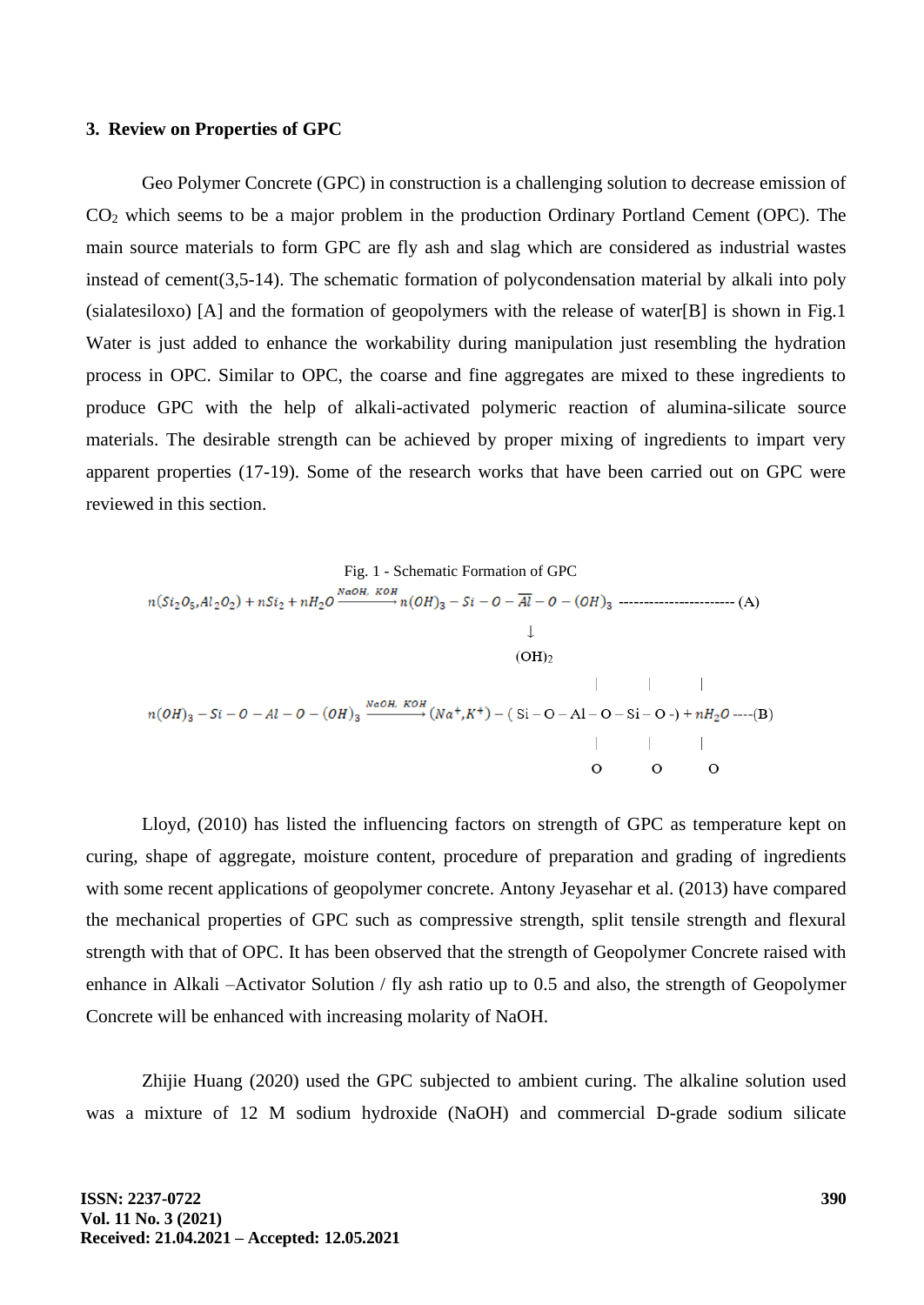## 3. Review on Properties of GPC

Geo Polymer Concrete (GPC) in construction is a challenging solution to decrease emission of $CO_2$ which seems to be a major problem in the production Ordinary Portland Cement (OPC). The main source materials to form GPC are fly ash and slag which are considered as industrial wastes instead of cement(3,5-14). The schematic formation of polycondensation material by alkali into poly (sialatesiloxo) [A] and the formation of geopolymers with the release of water[B] is shown in Fig.1 Water is just added to enhance the workability during manipulation just resembling the hydration process in OPC. Similar to OPC, the coarse and fine aggregates are mixed to these ingredients to produce GPC with the help of alkali-activated polymeric reaction of alumina-silicate source materials. The desirable strength can be achieved by proper mixing of ingredients to impart very apparent properties (17-19). Some of the research works that have been carried out on GPC were reviewed in this section.

Fig. 1 - Schematic Formation of GPC

$$n(Si_2O_5,Al_2O_2) + nSi_2 + nH_2O \xrightarrow{NaOH,\ KOH} n(OH)_3 - Si - O - \overline{Al} - O - (OH)_3 \text{ ----------------------- (A)}$$

$$\downarrow$$

$$(OH)_2$$

$$n(OH)_3 - Si - O - Al - O - (OH)_3 \xrightarrow{NaOH,\ KOH} (Na^+,K^+) - (\begin{array}{c} | \\ Si \\ | \\ O \end{array} - O - \begin{array}{c} | \\ Al \\ | \\ O \end{array} - O - \begin{array}{c} | \\ Si \\ | \\ O \end{array} - O\text{-}) + nH_2O \text{ ----(B)}$$

Lloyd, (2010) has listed the influencing factors on strength of GPC as temperature kept on curing, shape of aggregate, moisture content, procedure of preparation and grading of ingredients with some recent applications of geopolymer concrete. Antony Jeyasehar et al. (2013) have compared the mechanical properties of GPC such as compressive strength, split tensile strength and flexural strength with that of OPC. It has been observed that the strength of Geopolymer Concrete raised with enhance in Alkali –Activator Solution / fly ash ratio up to 0.5 and also, the strength of Geopolymer Concrete will be enhanced with increasing molarity of NaOH.

Zhijie Huang (2020) used the GPC subjected to ambient curing. The alkaline solution used was a mixture of 12 M sodium hydroxide (NaOH) and commercial D-grade sodium silicate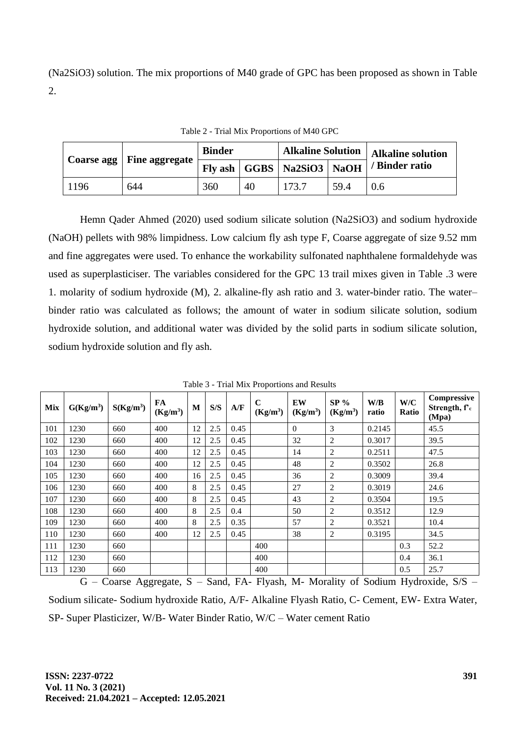($Na_2SiO_3$) solution. The mix proportions of M40 grade of GPC has been proposed as shown in Table 2.

Table 2 - Trial Mix Proportions of M40 GPC

| Coarse agg | Fine aggregate | Binder | | Alkaline Solution | | Alkaline solution / Binder ratio |
|---|---|---|---|---|---|---|
| | | Fly ash | GGBS | Na2SiO3 | NaOH | |
| 1196 | 644 | 360 | 40 | 173.7 | 59.4 | 0.6 |

Hemn Qader Ahmed (2020) used sodium silicate solution ($Na_2SiO_3$) and sodium hydroxide (NaOH) pellets with 98% limpidness. Low calcium fly ash type F, Coarse aggregate of size 9.52 mm and fine aggregates were used. To enhance the workability sulfonated naphthalene formaldehyde was used as superplasticiser. The variables considered for the GPC 13 trail mixes given in Table .3 were 1. molarity of sodium hydroxide (M), 2. alkaline-fly ash ratio and 3. water-binder ratio. The water–binder ratio was calculated as follows; the amount of water in sodium silicate solution, sodium hydroxide solution, and additional water was divided by the solid parts in sodium silicate solution, sodium hydroxide solution and fly ash.

Table 3 - Trial Mix Proportions and Results

| Mix | G(Kg/m³) | S(Kg/m³) | FA (Kg/m³) | M | S/S | A/F | C (Kg/m³) | EW (Kg/m³) | SP % (Kg/m³) | W/B ratio | W/C Ratio | Compressive Strength, f'c (Mpa) |
|---|---|---|---|---|---|---|---|---|---|---|---|---|
| 101 | 1230 | 660 | 400 | 12 | 2.5 | 0.45 | | 0 | 3 | 0.2145 | | 45.5 |
| 102 | 1230 | 660 | 400 | 12 | 2.5 | 0.45 | | 32 | 2 | 0.3017 | | 39.5 |
| 103 | 1230 | 660 | 400 | 12 | 2.5 | 0.45 | | 14 | 2 | 0.2511 | | 47.5 |
| 104 | 1230 | 660 | 400 | 12 | 2.5 | 0.45 | | 48 | 2 | 0.3502 | | 26.8 |
| 105 | 1230 | 660 | 400 | 16 | 2.5 | 0.45 | | 36 | 2 | 0.3009 | | 39.4 |
| 106 | 1230 | 660 | 400 | 8 | 2.5 | 0.45 | | 27 | 2 | 0.3019 | | 24.6 |
| 107 | 1230 | 660 | 400 | 8 | 2.5 | 0.45 | | 43 | 2 | 0.3504 | | 19.5 |
| 108 | 1230 | 660 | 400 | 8 | 2.5 | 0.4 | | 50 | 2 | 0.3512 | | 12.9 |
| 109 | 1230 | 660 | 400 | 8 | 2.5 | 0.35 | | 57 | 2 | 0.3521 | | 10.4 |
| 110 | 1230 | 660 | 400 | 12 | 2.5 | 0.45 | | 38 | 2 | 0.3195 | | 34.5 |
| 111 | 1230 | 660 | | | | | 400 | | | | 0.3 | 52.2 |
| 112 | 1230 | 660 | | | | | 400 | | | | 0.4 | 36.1 |
| 113 | 1230 | 660 | | | | | 400 | | | | 0.5 | 25.7 |

G – Coarse Aggregate, S – Sand, FA- Flyash, M- Morality of Sodium Hydroxide, S/S – Sodium silicate- Sodium hydroxide Ratio, A/F- Alkaline Flyash Ratio, C- Cement, EW- Extra Water, SP- Super Plasticizer, W/B- Water Binder Ratio, W/C – Water cement Ratio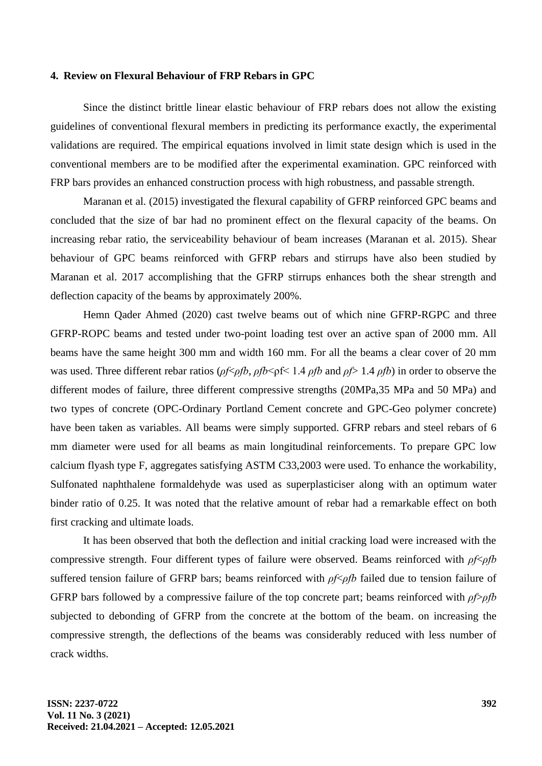#### 4. Review on Flexural Behaviour of FRP Rebars in GPC

Since the distinct brittle linear elastic behaviour of FRP rebars does not allow the existing guidelines of conventional flexural members in predicting its performance exactly, the experimental validations are required. The empirical equations involved in limit state design which is used in the conventional members are to be modified after the experimental examination. GPC reinforced with FRP bars provides an enhanced construction process with high robustness, and passable strength.

Maranan et al. (2015) investigated the flexural capability of GFRP reinforced GPC beams and concluded that the size of bar had no prominent effect on the flexural capacity of the beams. On increasing rebar ratio, the serviceability behaviour of beam increases (Maranan et al. 2015). Shear behaviour of GPC beams reinforced with GFRP rebars and stirrups have also been studied by Maranan et al. 2017 accomplishing that the GFRP stirrups enhances both the shear strength and deflection capacity of the beams by approximately 200%.

Hemn Qader Ahmed (2020) cast twelve beams out of which nine GFRP-RGPC and three GFRP-ROPC beams and tested under two-point loading test over an active span of 2000 mm. All beams have the same height 300 mm and width 160 mm. For all the beams a clear cover of 20 mm was used. Three different rebar ratios ($\rho f<\rho fb$, $\rho fb<\rho f< 1.4\ \rho fb$ and $\rho f> 1.4\ \rho fb$) in order to observe the different modes of failure, three different compressive strengths (20MPa,35 MPa and 50 MPa) and two types of concrete (OPC-Ordinary Portland Cement concrete and GPC-Geo polymer concrete) have been taken as variables. All beams were simply supported. GFRP rebars and steel rebars of 6 mm diameter were used for all beams as main longitudinal reinforcements. To prepare GPC low calcium flyash type F, aggregates satisfying ASTM C33,2003 were used. To enhance the workability, Sulfonated naphthalene formaldehyde was used as superplasticiser along with an optimum water binder ratio of 0.25. It was noted that the relative amount of rebar had a remarkable effect on both first cracking and ultimate loads.

It has been observed that both the deflection and initial cracking load were increased with the compressive strength. Four different types of failure were observed. Beams reinforced with $\rho f<\rho fb$ suffered tension failure of GFRP bars; beams reinforced with $\rho f<\rho fb$ failed due to tension failure of GFRP bars followed by a compressive failure of the top concrete part; beams reinforced with $\rho f>\rho fb$ subjected to debonding of GFRP from the concrete at the bottom of the beam. on increasing the compressive strength, the deflections of the beams was considerably reduced with less number of crack widths.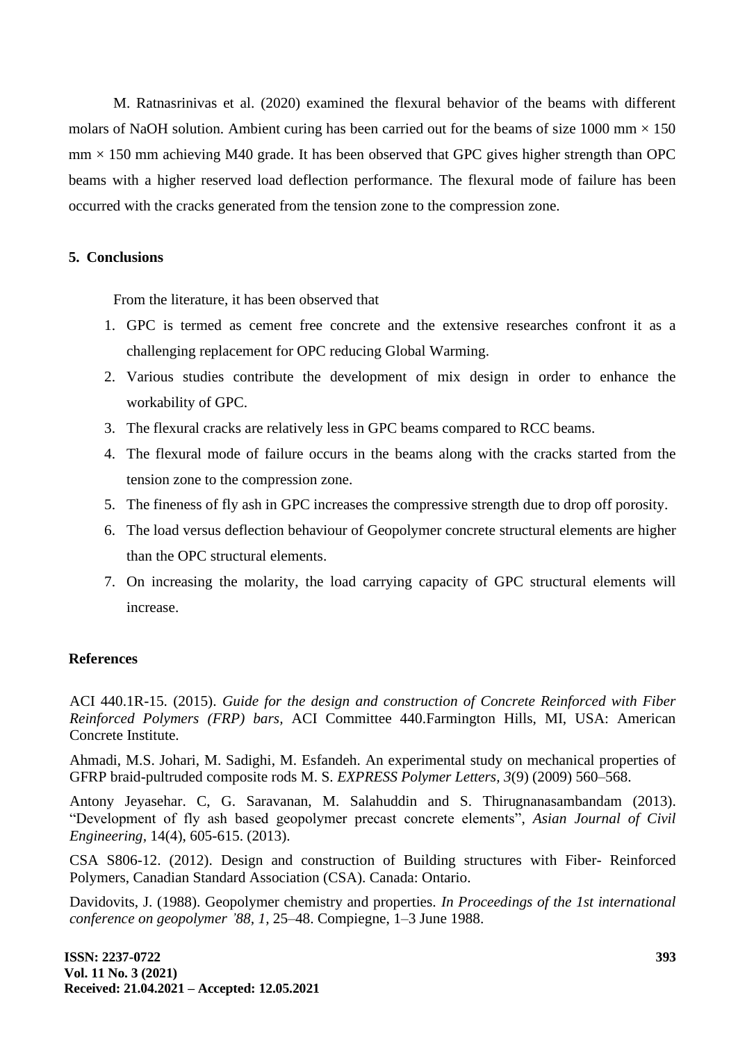M. Ratnasrinivas et al. (2020) examined the flexural behavior of the beams with different molars of NaOH solution. Ambient curing has been carried out for the beams of size 1000 mm × 150 mm × 150 mm achieving M40 grade. It has been observed that GPC gives higher strength than OPC beams with a higher reserved load deflection performance. The flexural mode of failure has been occurred with the cracks generated from the tension zone to the compression zone.

## 5. Conclusions

From the literature, it has been observed that

1. GPC is termed as cement free concrete and the extensive researches confront it as a challenging replacement for OPC reducing Global Warming.
2. Various studies contribute the development of mix design in order to enhance the workability of GPC.
3. The flexural cracks are relatively less in GPC beams compared to RCC beams.
4. The flexural mode of failure occurs in the beams along with the cracks started from the tension zone to the compression zone.
5. The fineness of fly ash in GPC increases the compressive strength due to drop off porosity.
6. The load versus deflection behaviour of Geopolymer concrete structural elements are higher than the OPC structural elements.
7. On increasing the molarity, the load carrying capacity of GPC structural elements will increase.

## References

ACI 440.1R-15. (2015). *Guide for the design and construction of Concrete Reinforced with Fiber Reinforced Polymers (FRP) bars*, ACI Committee 440.Farmington Hills, MI, USA: American Concrete Institute.

Ahmadi, M.S. Johari, M. Sadighi, M. Esfandeh. An experimental study on mechanical properties of GFRP braid-pultruded composite rods M. S. *EXPRESS Polymer Letters, 3*(9) (2009) 560–568.

Antony Jeyasehar. C, G. Saravanan, M. Salahuddin and S. Thirugnanasambandam (2013). "Development of fly ash based geopolymer precast concrete elements", *Asian Journal of Civil Engineering*, 14(4), 605-615. (2013).

CSA S806-12. (2012). Design and construction of Building structures with Fiber- Reinforced Polymers, Canadian Standard Association (CSA). Canada: Ontario.

Davidovits, J. (1988). Geopolymer chemistry and properties. *In Proceedings of the 1st international conference on geopolymer '88, 1,* 25–48. Compiegne, 1–3 June 1988.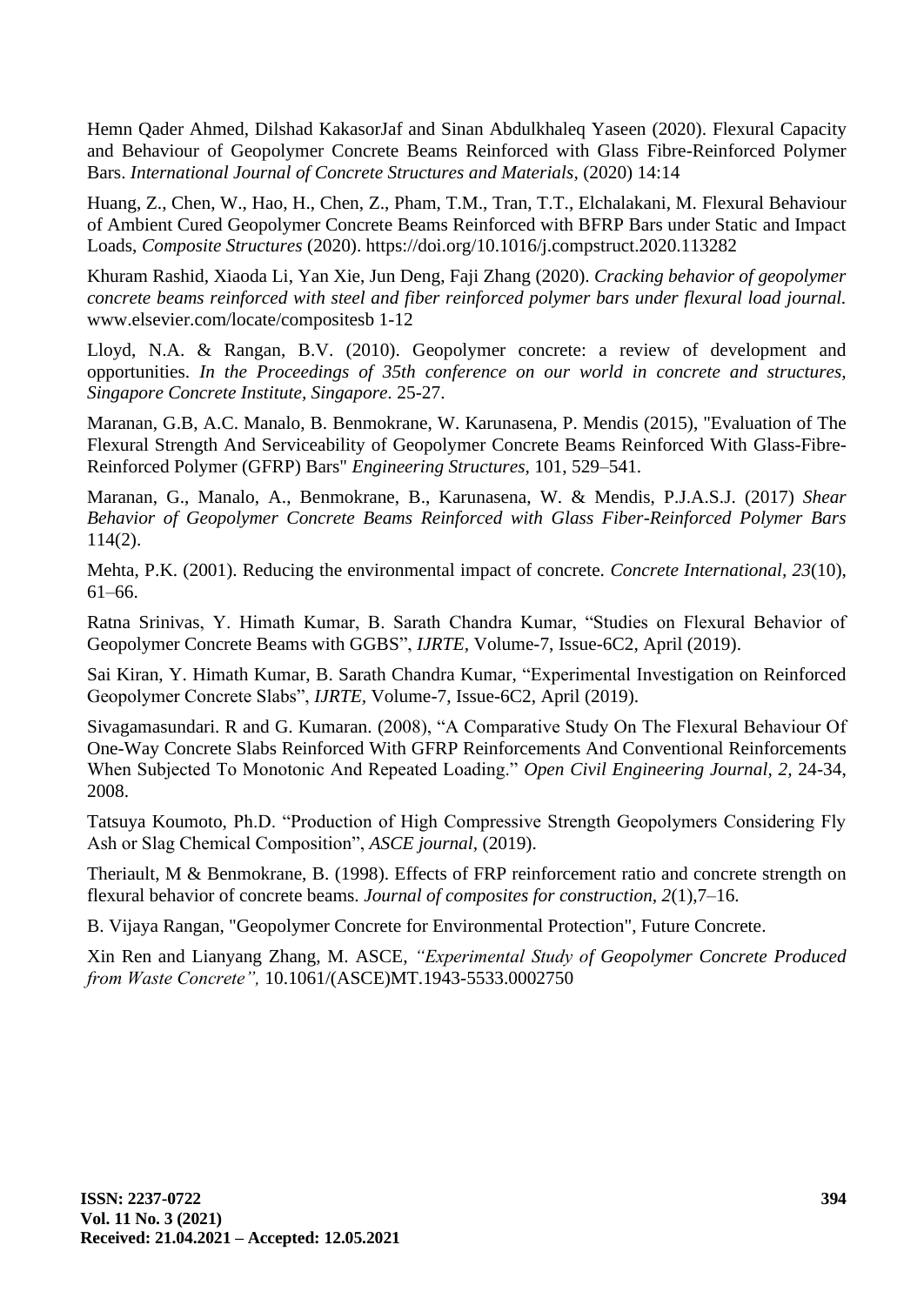Hemn Qader Ahmed, Dilshad KakasorJaf and Sinan Abdulkhaleq Yaseen (2020). Flexural Capacity and Behaviour of Geopolymer Concrete Beams Reinforced with Glass Fibre-Reinforced Polymer Bars. *International Journal of Concrete Structures and Materials*, (2020) 14:14

Huang, Z., Chen, W., Hao, H., Chen, Z., Pham, T.M., Tran, T.T., Elchalakani, M. Flexural Behaviour of Ambient Cured Geopolymer Concrete Beams Reinforced with BFRP Bars under Static and Impact Loads, *Composite Structures* (2020). https://doi.org/10.1016/j.compstruct.2020.113282

Khuram Rashid, Xiaoda Li, Yan Xie, Jun Deng, Faji Zhang (2020). *Cracking behavior of geopolymer concrete beams reinforced with steel and fiber reinforced polymer bars under flexural load journal.* www.elsevier.com/locate/compositesb 1-12

Lloyd, N.A. & Rangan, B.V. (2010). Geopolymer concrete: a review of development and opportunities. *In the Proceedings of 35th conference on our world in concrete and structures, Singapore Concrete Institute, Singapore*. 25-27.

Maranan, G.B, A.C. Manalo, B. Benmokrane, W. Karunasena, P. Mendis (2015), "Evaluation of The Flexural Strength And Serviceability of Geopolymer Concrete Beams Reinforced With Glass-Fibre-Reinforced Polymer (GFRP) Bars" *Engineering Structures*, 101, 529–541.

Maranan, G., Manalo, A., Benmokrane, B., Karunasena, W. & Mendis, P.J.A.S.J. (2017) *Shear Behavior of Geopolymer Concrete Beams Reinforced with Glass Fiber-Reinforced Polymer Bars* 114(2).

Mehta, P.K. (2001). Reducing the environmental impact of concrete. *Concrete International*, *23*(10), 61–66.

Ratna Srinivas, Y. Himath Kumar, B. Sarath Chandra Kumar, "Studies on Flexural Behavior of Geopolymer Concrete Beams with GGBS", *IJRTE*, Volume-7, Issue-6C2, April (2019).

Sai Kiran, Y. Himath Kumar, B. Sarath Chandra Kumar, "Experimental Investigation on Reinforced Geopolymer Concrete Slabs", *IJRTE*, Volume-7, Issue-6C2, April (2019).

Sivagamasundari. R and G. Kumaran. (2008), "A Comparative Study On The Flexural Behaviour Of One-Way Concrete Slabs Reinforced With GFRP Reinforcements And Conventional Reinforcements When Subjected To Monotonic And Repeated Loading." *Open Civil Engineering Journal, 2,* 24-34, 2008.

Tatsuya Koumoto, Ph.D. "Production of High Compressive Strength Geopolymers Considering Fly Ash or Slag Chemical Composition", *ASCE journal*, (2019).

Theriault, M & Benmokrane, B. (1998). Effects of FRP reinforcement ratio and concrete strength on flexural behavior of concrete beams. *Journal of composites for construction*, *2*(1),7–16.

B. Vijaya Rangan, "Geopolymer Concrete for Environmental Protection", Future Concrete.

Xin Ren and Lianyang Zhang, M. ASCE, *"Experimental Study of Geopolymer Concrete Produced from Waste Concrete",* 10.1061/(ASCE)MT.1943-5533.0002750